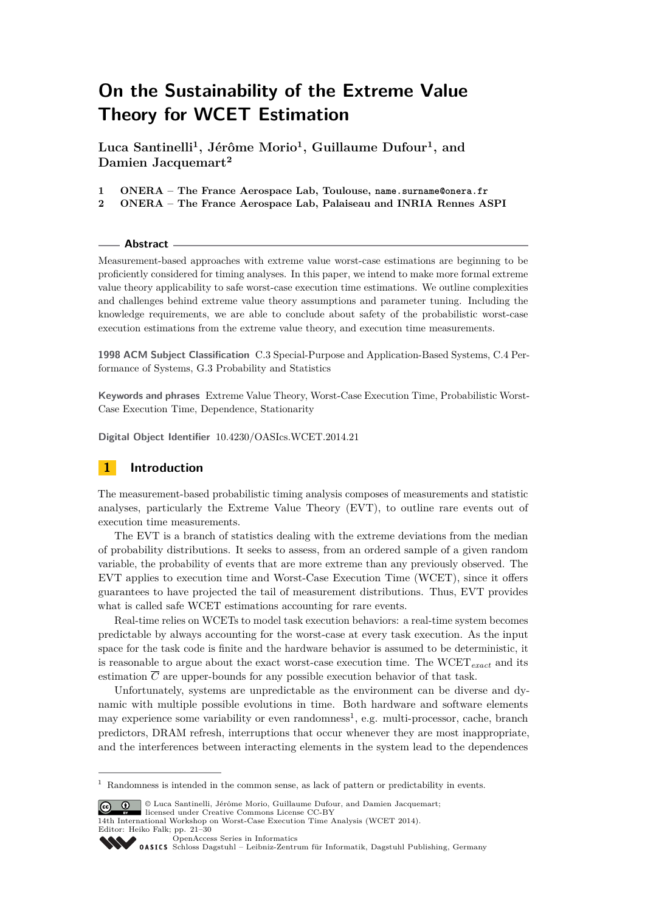# On the Sustainability of the Extreme Value Theory for WCET Estimation

**Luca Santinelli[1], Jérôme Morio[1], Guillaume Dufour[1], and Damien Jacquemart[2]**

1 **ONERA – The France Aerospace Lab, Toulouse,** `name.surname@onera.fr`
2 **ONERA – The France Aerospace Lab, Palaiseau and INRIA Rennes ASPI**

## Abstract

Measurement-based approaches with extreme value worst-case estimations are beginning to be proficiently considered for timing analyses. In this paper, we intend to make more formal extreme value theory applicability to safe worst-case execution time estimations. We outline complexities and challenges behind extreme value theory assumptions and parameter tuning. Including the knowledge requirements, we are able to conclude about safety of the probabilistic worst-case execution estimations from the extreme value theory, and execution time measurements.

**1998 ACM Subject Classification** C.3 Special-Purpose and Application-Based Systems, C.4 Performance of Systems, G.3 Probability and Statistics

**Keywords and phrases** Extreme Value Theory, Worst-Case Execution Time, Probabilistic Worst-Case Execution Time, Dependence, Stationarity

**Digital Object Identifier** 10.4230/OASIcs.WCET.2014.21

## 1 Introduction

The measurement-based probabilistic timing analysis composes of measurements and statistic analyses, particularly the Extreme Value Theory (EVT), to outline rare events out of execution time measurements.

The EVT is a branch of statistics dealing with the extreme deviations from the median of probability distributions. It seeks to assess, from an ordered sample of a given random variable, the probability of events that are more extreme than any previously observed. The EVT applies to execution time and Worst-Case Execution Time (WCET), since it offers guarantees to have projected the tail of measurement distributions. Thus, EVT provides what is called safe WCET estimations accounting for rare events.

Real-time relies on WCETs to model task execution behaviors: a real-time system becomes predictable by always accounting for the worst-case at every task execution. As the input space for the task code is finite and the hardware behavior is assumed to be deterministic, it is reasonable to argue about the exact worst-case execution time. The $\text{WCET}_{exact}$ and its estimation $\overline{C}$ are upper-bounds for any possible execution behavior of that task.

Unfortunately, systems are unpredictable as the environment can be diverse and dynamic with multiple possible evolutions in time. Both hardware and software elements may experience some variability or even randomness[1], e.g. multi-processor, cache, branch predictors, DRAM refresh, interruptions that occur whenever they are most inappropriate, and the interferences between interacting elements in the system lead to the dependences

[1] Randomness is intended in the common sense, as lack of pattern or predictability in events.

© Luca Santinelli, Jérôme Morio, Guillaume Dufour, and Damien Jacquemart; licensed under Creative Commons License CC-BY
14th International Workshop on Worst-Case Execution Time Analysis (WCET 2014).
Editor: Heiko Falk; pp. 21–30
OpenAccess Series in Informatics
OASICS Schloss Dagstuhl – Leibniz-Zentrum für Informatik, Dagstuhl Publishing, Germany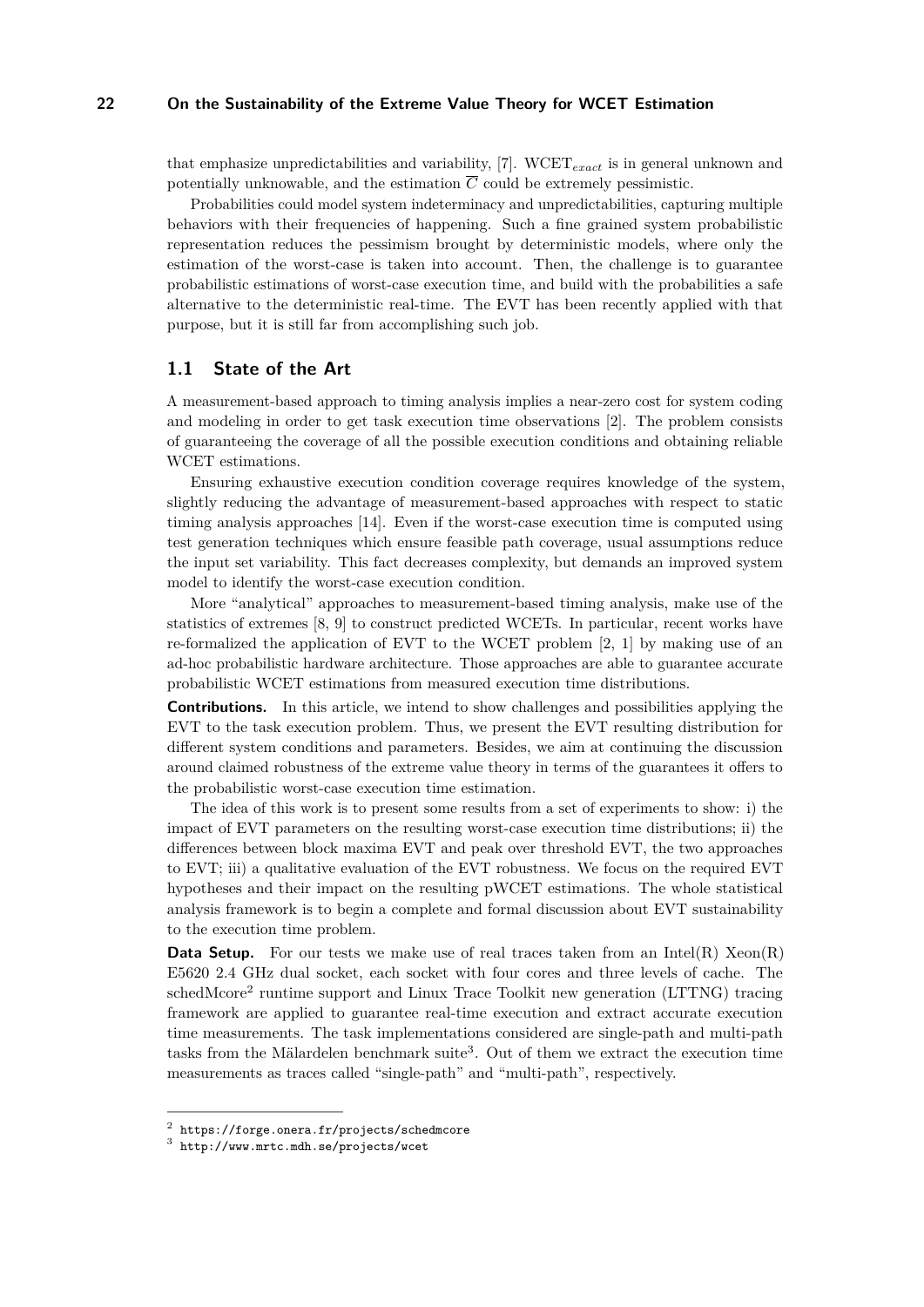that emphasize unpredictabilities and variability, [7]. $\text{WCET}_{exact}$ is in general unknown and potentially unknowable, and the estimation $\overline{C}$ could be extremely pessimistic.

Probabilities could model system indeterminacy and unpredictabilities, capturing multiple behaviors with their frequencies of happening. Such a fine grained system probabilistic representation reduces the pessimism brought by deterministic models, where only the estimation of the worst-case is taken into account. Then, the challenge is to guarantee probabilistic estimations of worst-case execution time, and build with the probabilities a safe alternative to the deterministic real-time. The EVT has been recently applied with that purpose, but it is still far from accomplishing such job.

## 1.1 State of the Art

A measurement-based approach to timing analysis implies a near-zero cost for system coding and modeling in order to get task execution time observations [2]. The problem consists of guaranteeing the coverage of all the possible execution conditions and obtaining reliable WCET estimations.

Ensuring exhaustive execution condition coverage requires knowledge of the system, slightly reducing the advantage of measurement-based approaches with respect to static timing analysis approaches [14]. Even if the worst-case execution time is computed using test generation techniques which ensure feasible path coverage, usual assumptions reduce the input set variability. This fact decreases complexity, but demands an improved system model to identify the worst-case execution condition.

More "analytical" approaches to measurement-based timing analysis, make use of the statistics of extremes [8, 9] to construct predicted WCETs. In particular, recent works have re-formalized the application of EVT to the WCET problem [2, 1] by making use of an ad-hoc probabilistic hardware architecture. Those approaches are able to guarantee accurate probabilistic WCET estimations from measured execution time distributions.

**Contributions.** In this article, we intend to show challenges and possibilities applying the EVT to the task execution problem. Thus, we present the EVT resulting distribution for different system conditions and parameters. Besides, we aim at continuing the discussion around claimed robustness of the extreme value theory in terms of the guarantees it offers to the probabilistic worst-case execution time estimation.

The idea of this work is to present some results from a set of experiments to show: i) the impact of EVT parameters on the resulting worst-case execution time distributions; ii) the differences between block maxima EVT and peak over threshold EVT, the two approaches to EVT; iii) a qualitative evaluation of the EVT robustness. We focus on the required EVT hypotheses and their impact on the resulting pWCET estimations. The whole statistical analysis framework is to begin a complete and formal discussion about EVT sustainability to the execution time problem.

**Data Setup.** For our tests we make use of real traces taken from an Intel(R) Xeon(R) E5620 2.4 GHz dual socket, each socket with four cores and three levels of cache. The schedMcore[2] runtime support and Linux Trace Toolkit new generation (LTTNG) tracing framework are applied to guarantee real-time execution and extract accurate execution time measurements. The task implementations considered are single-path and multi-path tasks from the Mälardelen benchmark suite[3]. Out of them we extract the execution time measurements as traces called "single-path" and "multi-path", respectively.

---

[2] https://forge.onera.fr/projects/schedmcore
[3] http://www.mrtc.mdh.se/projects/wcet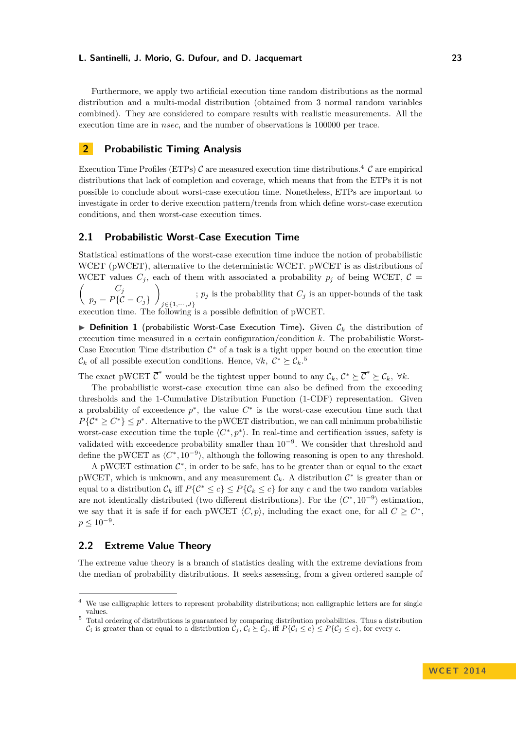Furthermore, we apply two artificial execution time random distributions as the normal distribution and a multi-modal distribution (obtained from 3 normal random variables combined). They are considered to compare results with realistic measurements. All the execution time are in *nsec*, and the number of observations is 100000 per trace.

## 2 Probabilistic Timing Analysis

Execution Time Profiles (ETPs) $\mathcal{C}$ are measured execution time distributions.[4] $\mathcal{C}$ are empirical distributions that lack of completion and coverage, which means that from the ETPs it is not possible to conclude about worst-case execution time. Nonetheless, ETPs are important to investigate in order to derive execution pattern/trends from which define worst-case execution conditions, and then worst-case execution times.

### 2.1 Probabilistic Worst-Case Execution Time

Statistical estimations of the worst-case execution time induce the notion of probabilistic WCET (pWCET), alternative to the deterministic WCET. pWCET is as distributions of WCET values $C_j$, each of them with associated a probability $p_j$ of being WCET, $\mathcal{C} = \begin{pmatrix} C_j \\ p_j = P\{\mathcal{C} = C_j\} \end{pmatrix}_{j \in \{1,\cdots,J\}}$; $p_j$ is the probability that $C_j$ is an upper-bounds of the task execution time. The following is a possible definition of pWCET.

▶ **Definition 1** (probabilistic Worst-Case Execution Time). Given $\mathcal{C}_k$ the distribution of execution time measured in a certain configuration/condition $k$. The probabilistic Worst-Case Execution Time distribution $\mathcal{C}^*$ of a task is a tight upper bound on the execution time $\mathcal{C}_k$ of all possible execution conditions. Hence, $\forall k,\ \mathcal{C}^* \succeq \mathcal{C}_k$.[5]

The exact pWCET $\overline{\mathcal{C}}^*$ would be the tightest upper bound to any $\mathcal{C}_k$, $\mathcal{C}^* \succeq \overline{\mathcal{C}}^* \succeq \mathcal{C}_k,\ \forall k$.

The probabilistic worst-case execution time can also be defined from the exceeding thresholds and the 1-Cumulative Distribution Function (1-CDF) representation. Given a probability of exceedence $p^*$, the value $C^*$ is the worst-case execution time such that $P\{\mathcal{C}^* \geq C^*\} \leq p^*$. Alternative to the pWCET distribution, we can call minimum probabilistic worst-case execution time the tuple $\langle C^*, p^* \rangle$. In real-time and certification issues, safety is validated with exceedence probability smaller than $10^{-9}$. We consider that threshold and define the pWCET as $\langle C^*, 10^{-9} \rangle$, although the following reasoning is open to any threshold.

A pWCET estimation $\mathcal{C}^*$, in order to be safe, has to be greater than or equal to the exact pWCET, which is unknown, and any measurement $\mathcal{C}_k$. A distribution $\mathcal{C}^*$ is greater than or equal to a distribution $\mathcal{C}_k$ iff $P\{\mathcal{C}^* \leq c\} \leq P\{\mathcal{C}_k \leq c\}$ for any $c$ and the two random variables are not identically distributed (two different distributions). For the $\langle C^*, 10^{-9} \rangle$ estimation, we say that it is safe if for each pWCET $\langle C, p \rangle$, including the exact one, for all $C \geq C^*$, $p \leq 10^{-9}$.

### 2.2 Extreme Value Theory

The extreme value theory is a branch of statistics dealing with the extreme deviations from the median of probability distributions. It seeks assessing, from a given ordered sample of

---

[4] We use calligraphic letters to represent probability distributions; non calligraphic letters are for single values.

[5] Total ordering of distributions is guaranteed by comparing distribution probabilities. Thus a distribution $\mathcal{C}_i$ is greater than or equal to a distribution $\mathcal{C}_j$, $\mathcal{C}_i \succeq \mathcal{C}_j$, iff $P\{\mathcal{C}_i \leq c\} \leq P\{\mathcal{C}_j \leq c\}$, for every $c$.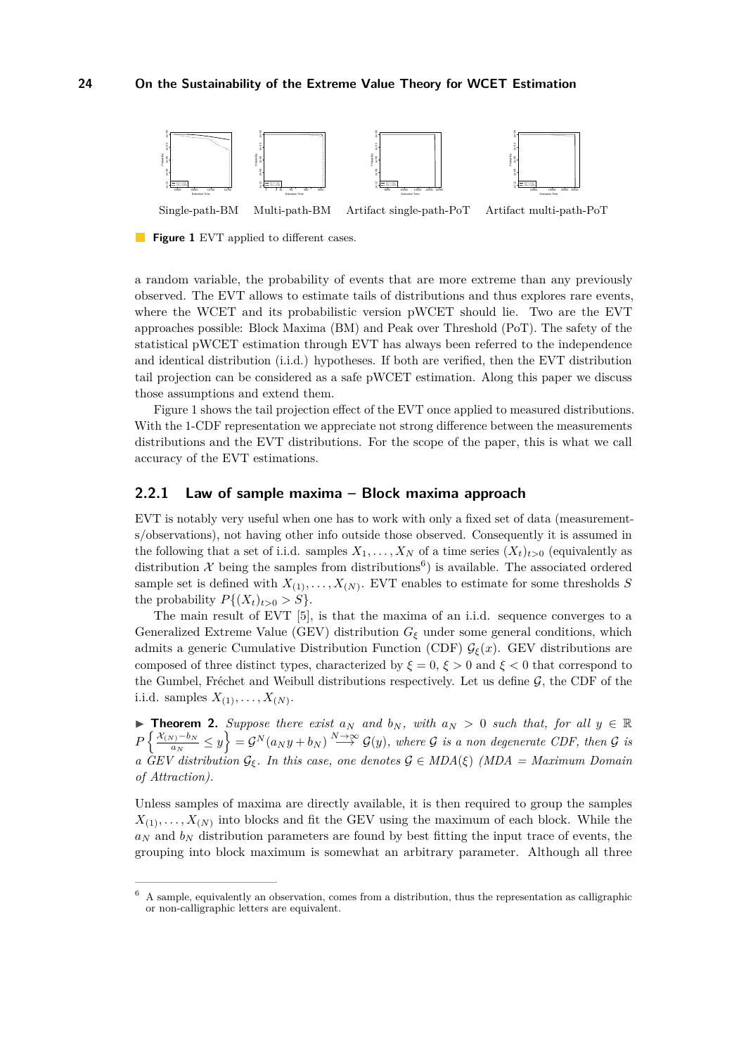Single-path-BM Multi-path-BM Artifact single-path-PoT Artifact multi-path-PoT

**Figure 1** EVT applied to different cases.

a random variable, the probability of events that are more extreme than any previously observed. The EVT allows to estimate tails of distributions and thus explores rare events, where the WCET and its probabilistic version pWCET should lie. Two are the EVT approaches possible: Block Maxima (BM) and Peak over Threshold (PoT). The safety of the statistical pWCET estimation through EVT has always been referred to the independence and identical distribution (i.i.d.) hypotheses. If both are verified, then the EVT distribution tail projection can be considered as a safe pWCET estimation. Along this paper we discuss those assumptions and extend them.

Figure 1 shows the tail projection effect of the EVT once applied to measured distributions. With the 1-CDF representation we appreciate not strong difference between the measurements distributions and the EVT distributions. For the scope of the paper, this is what we call accuracy of the EVT estimations.

### 2.2.1 Law of sample maxima – Block maxima approach

EVT is notably very useful when one has to work with only a fixed set of data (measurements/observations), not having other info outside those observed. Consequently it is assumed in the following that a set of i.i.d. samples $X_1, \ldots, X_N$ of a time series $(X_t)_{t>0}$ (equivalently as distribution $\mathcal{X}$ being the samples from distributions[6]) is available. The associated ordered sample set is defined with $X_{(1)}, \ldots, X_{(N)}$. EVT enables to estimate for some thresholds $S$ the probability $P\{(X_t)_{t>0} > S\}$.

The main result of EVT [5], is that the maxima of an i.i.d. sequence converges to a Generalized Extreme Value (GEV) distribution $G_\xi$ under some general conditions, which admits a generic Cumulative Distribution Function (CDF) $\mathcal{G}_\xi(x)$. GEV distributions are composed of three distinct types, characterized by $\xi = 0$, $\xi > 0$ and $\xi < 0$ that correspond to the Gumbel, Fréchet and Weibull distributions respectively. Let us define $\mathcal{G}$, the CDF of the i.i.d. samples $X_{(1)}, \ldots, X_{(N)}$.

▶ **Theorem 2.** *Suppose there exist $a_N$ and $b_N$, with $a_N > 0$ such that, for all $y \in \mathbb{R}$ $P\left\{\frac{\mathcal{X}_{(N)} - b_N}{a_N} \leq y\right\} = \mathcal{G}^N(a_N y + b_N) \stackrel{N \to \infty}{\longrightarrow} \mathcal{G}(y)$, where $\mathcal{G}$ is a non degenerate CDF, then $\mathcal{G}$ is a GEV distribution $\mathcal{G}_\xi$. In this case, one denotes $\mathcal{G} \in MDA(\xi)$ (MDA = Maximum Domain of Attraction).*

Unless samples of maxima are directly available, it is then required to group the samples $X_{(1)}, \ldots, X_{(N)}$ into blocks and fit the GEV using the maximum of each block. While the $a_N$ and $b_N$ distribution parameters are found by best fitting the input trace of events, the grouping into block maximum is somewhat an arbitrary parameter. Although all three

[6] A sample, equivalently an observation, comes from a distribution, thus the representation as calligraphic or non-calligraphic letters are equivalent.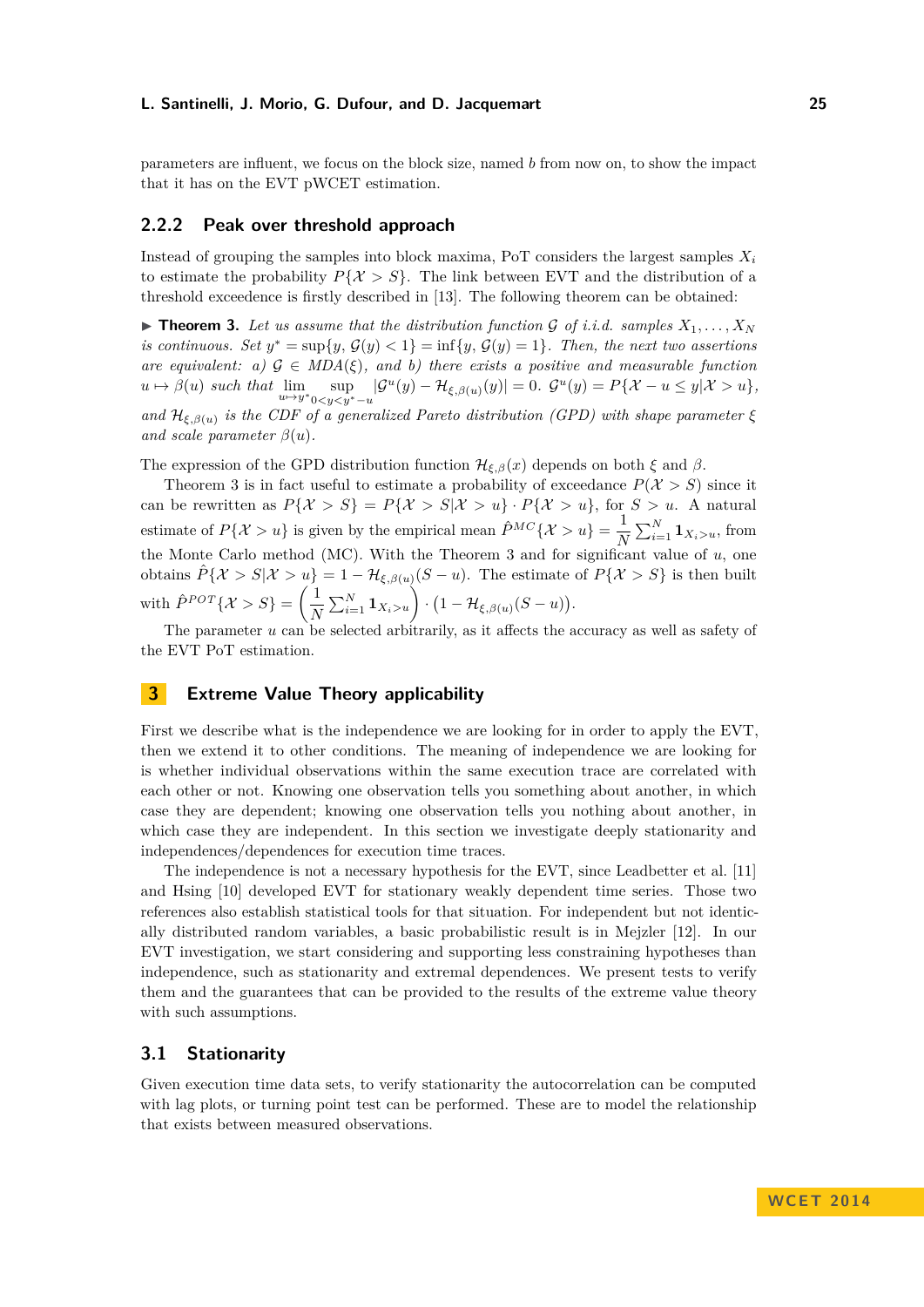parameters are influent, we focus on the block size, named $b$ from now on, to show the impact that it has on the EVT pWCET estimation.

### 2.2.2 Peak over threshold approach

Instead of grouping the samples into block maxima, PoT considers the largest samples $X_i$ to estimate the probability $P\{\mathcal{X} > S\}$. The link between EVT and the distribution of a threshold exceedence is firstly described in [13]. The following theorem can be obtained:

▶ **Theorem 3.** *Let us assume that the distribution function $\mathcal{G}$ of i.i.d. samples $X_1, \ldots, X_N$ is continuous. Set $y^* = \sup\{y, \mathcal{G}(y) < 1\} = \inf\{y, \mathcal{G}(y) = 1\}$. Then, the next two assertions are equivalent: a) $\mathcal{G} \in MDA(\xi)$, and b) there exists a positive and measurable function $u \mapsto \beta(u)$ such that $\lim_{u \mapsto y^*} \sup_{0<y<y^*-u} |\mathcal{G}^u(y) - \mathcal{H}_{\xi,\beta(u)}(y)| = 0$. $\mathcal{G}^u(y) = P\{\mathcal{X} - u \leq y | \mathcal{X} > u\}$, and $\mathcal{H}_{\xi,\beta(u)}$ is the CDF of a generalized Pareto distribution (GPD) with shape parameter $\xi$ and scale parameter $\beta(u)$.*

The expression of the GPD distribution function $\mathcal{H}_{\xi,\beta}(x)$ depends on both $\xi$ and $\beta$.

Theorem 3 is in fact useful to estimate a probability of exceedance $P(\mathcal{X} > S)$ since it can be rewritten as $P\{\mathcal{X} > S\} = P\{\mathcal{X} > S | \mathcal{X} > u\} \cdot P\{\mathcal{X} > u\}$, for $S > u$. A natural estimate of $P\{\mathcal{X} > u\}$ is given by the empirical mean $\hat{P}^{MC}\{\mathcal{X} > u\} = \frac{1}{N} \sum_{i=1}^{N} \mathbf{1}_{X_i > u}$, from the Monte Carlo method (MC). With the Theorem 3 and for significant value of $u$, one obtains $\hat{P}\{\mathcal{X} > S | \mathcal{X} > u\} = 1 - \mathcal{H}_{\xi,\beta(u)}(S - u)$. The estimate of $P\{\mathcal{X} > S\}$ is then built with $\hat{P}^{POT}\{\mathcal{X} > S\} = \left( \frac{1}{N} \sum_{i=1}^{N} \mathbf{1}_{X_i > u} \right) \cdot \left(1 - \mathcal{H}_{\xi,\beta(u)}(S - u)\right)$.

The parameter $u$ can be selected arbitrarily, as it affects the accuracy as well as safety of the EVT PoT estimation.

## 3 Extreme Value Theory applicability

First we describe what is the independence we are looking for in order to apply the EVT, then we extend it to other conditions. The meaning of independence we are looking for is whether individual observations within the same execution trace are correlated with each other or not. Knowing one observation tells you something about another, in which case they are dependent; knowing one observation tells you nothing about another, in which case they are independent. In this section we investigate deeply stationarity and independences/dependences for execution time traces.

The independence is not a necessary hypothesis for the EVT, since Leadbetter et al. [11] and Hsing [10] developed EVT for stationary weakly dependent time series. Those two references also establish statistical tools for that situation. For independent but not identically distributed random variables, a basic probabilistic result is in Mejzler [12]. In our EVT investigation, we start considering and supporting less constraining hypotheses than independence, such as stationarity and extremal dependences. We present tests to verify them and the guarantees that can be provided to the results of the extreme value theory with such assumptions.

### 3.1 Stationarity

Given execution time data sets, to verify stationarity the autocorrelation can be computed with lag plots, or turning point test can be performed. These are to model the relationship that exists between measured observations.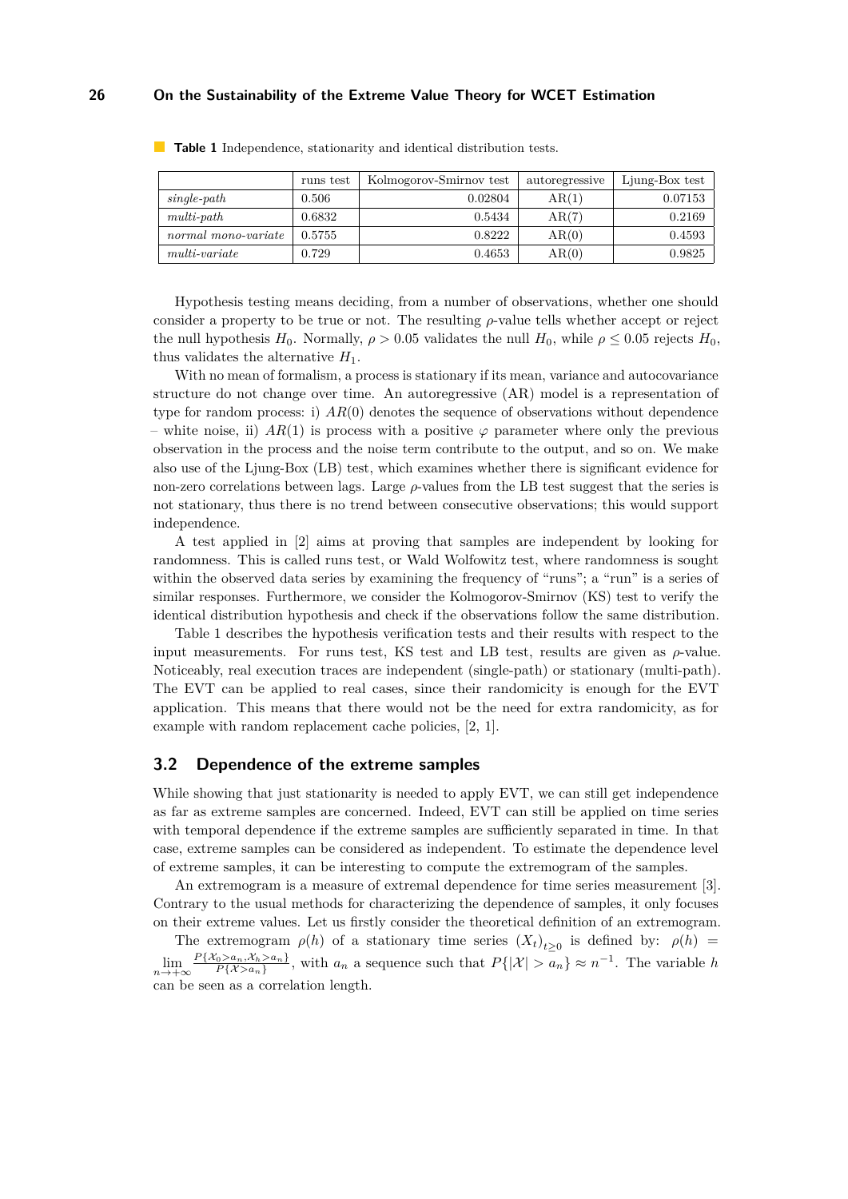**Table 1** Independence, stationarity and identical distribution tests.

| | runs test | Kolmogorov-Smirnov test | autoregressive | Ljung-Box test |
|---|---|---|---|---|
| *single-path* | 0.506 | 0.02804 | AR(1) | 0.07153 |
| *multi-path* | 0.6832 | 0.5434 | AR(7) | 0.2169 |
| *normal mono-variate* | 0.5755 | 0.8222 | AR(0) | 0.4593 |
| *multi-variate* | 0.729 | 0.4653 | AR(0) | 0.9825 |

Hypothesis testing means deciding, from a number of observations, whether one should consider a property to be true or not. The resulting $\rho$-value tells whether accept or reject the null hypothesis $H_0$. Normally, $\rho > 0.05$ validates the null $H_0$, while $\rho \leq 0.05$ rejects $H_0$, thus validates the alternative $H_1$.

With no mean of formalism, a process is stationary if its mean, variance and autocovariance structure do not change over time. An autoregressive (AR) model is a representation of type for random process: i) $AR(0)$ denotes the sequence of observations without dependence – white noise, ii) $AR(1)$ is process with a positive $\varphi$ parameter where only the previous observation in the process and the noise term contribute to the output, and so on. We make also use of the Ljung-Box (LB) test, which examines whether there is significant evidence for non-zero correlations between lags. Large $\rho$-values from the LB test suggest that the series is not stationary, thus there is no trend between consecutive observations; this would support independence.

A test applied in [2] aims at proving that samples are independent by looking for randomness. This is called runs test, or Wald Wolfowitz test, where randomness is sought within the observed data series by examining the frequency of "runs"; a "run" is a series of similar responses. Furthermore, we consider the Kolmogorov-Smirnov (KS) test to verify the identical distribution hypothesis and check if the observations follow the same distribution.

Table 1 describes the hypothesis verification tests and their results with respect to the input measurements. For runs test, KS test and LB test, results are given as $\rho$-value. Noticeably, real execution traces are independent (single-path) or stationary (multi-path). The EVT can be applied to real cases, since their randomicity is enough for the EVT application. This means that there would not be the need for extra randomicity, as for example with random replacement cache policies, [2, 1].

## 3.2 Dependence of the extreme samples

While showing that just stationarity is needed to apply EVT, we can still get independence as far as extreme samples are concerned. Indeed, EVT can still be applied on time series with temporal dependence if the extreme samples are sufficiently separated in time. In that case, extreme samples can be considered as independent. To estimate the dependence level of extreme samples, it can be interesting to compute the extremogram of the samples.

An extremogram is a measure of extremal dependence for time series measurement [3]. Contrary to the usual methods for characterizing the dependence of samples, it only focuses on their extreme values. Let us firstly consider the theoretical definition of an extremogram.

The extremogram $\rho(h)$ of a stationary time series $(X_t)_{t\geq 0}$ is defined by: $\rho(h) = \lim_{n\to+\infty} \frac{P\{\mathcal{X}_0 > a_n, \mathcal{X}_h > a_n\}}{P\{\mathcal{X} > a_n\}}$, with $a_n$ a sequence such that $P\{|\mathcal{X}| > a_n\} \approx n^{-1}$. The variable $h$ can be seen as a correlation length.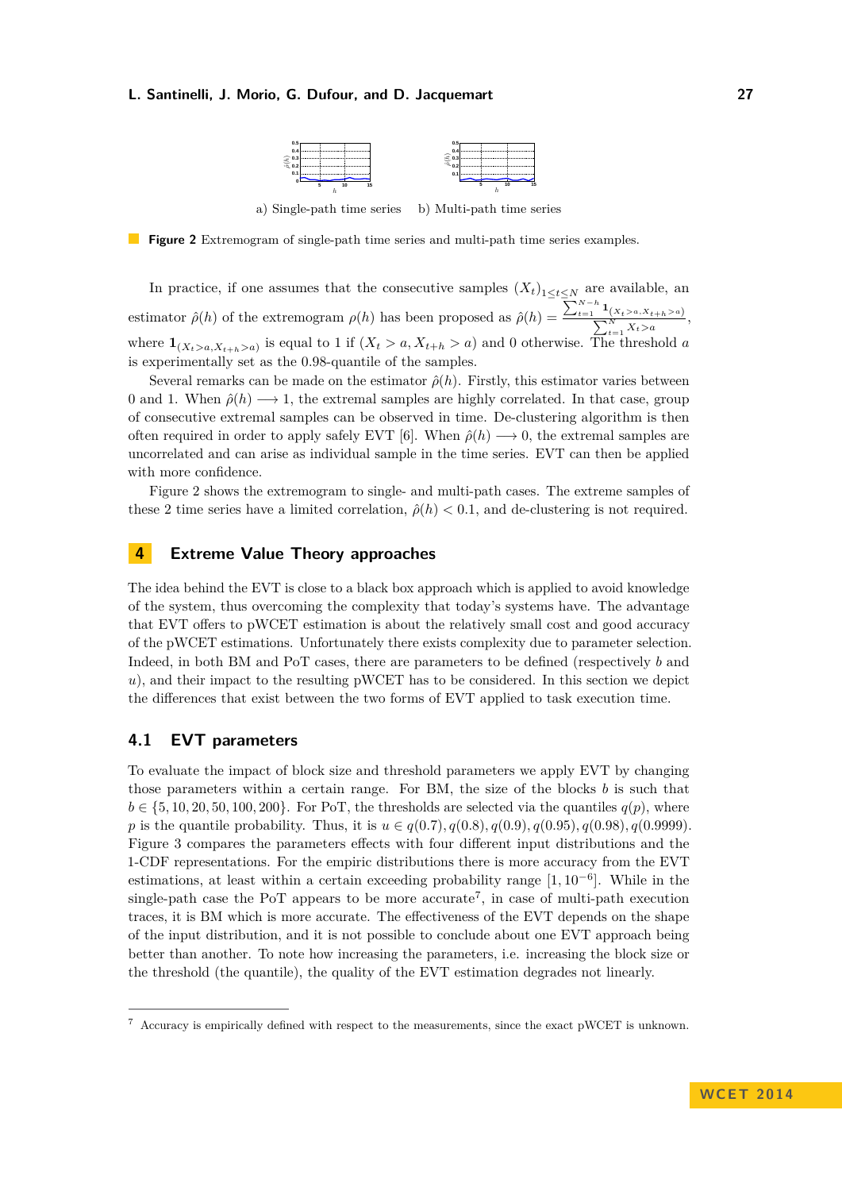a) Single-path time series  b) Multi-path time series

**Figure 2** Extremogram of single-path time series and multi-path time series examples.

In practice, if one assumes that the consecutive samples $(X_t)_{1\leq t\leq N}$ are available, an estimator $\hat{\rho}(h)$ of the extremogram $\rho(h)$ has been proposed as $\hat{\rho}(h) = \frac{\sum_{t=1}^{N-h} \mathbf{1}_{(X_t>a, X_{t+h}>a)}}{\sum_{t=1}^{N} X_t > a}$, where $\mathbf{1}_{(X_t>a, X_{t+h}>a)}$ is equal to 1 if $(X_t > a, X_{t+h} > a)$ and 0 otherwise. The threshold $a$ is experimentally set as the 0.98-quantile of the samples.

Several remarks can be made on the estimator $\hat{\rho}(h)$. Firstly, this estimator varies between 0 and 1. When $\hat{\rho}(h) \longrightarrow 1$, the extremal samples are highly correlated. In that case, group of consecutive extremal samples can be observed in time. De-clustering algorithm is then often required in order to apply safely EVT [6]. When $\hat{\rho}(h) \longrightarrow 0$, the extremal samples are uncorrelated and can arise as individual sample in the time series. EVT can then be applied with more confidence.

Figure 2 shows the extremogram to single- and multi-path cases. The extreme samples of these 2 time series have a limited correlation, $\hat{\rho}(h) < 0.1$, and de-clustering is not required.

## 4 Extreme Value Theory approaches

The idea behind the EVT is close to a black box approach which is applied to avoid knowledge of the system, thus overcoming the complexity that today's systems have. The advantage that EVT offers to pWCET estimation is about the relatively small cost and good accuracy of the pWCET estimations. Unfortunately there exists complexity due to parameter selection. Indeed, in both BM and PoT cases, there are parameters to be defined (respectively $b$ and $u$), and their impact to the resulting pWCET has to be considered. In this section we depict the differences that exist between the two forms of EVT applied to task execution time.

### 4.1 EVT parameters

To evaluate the impact of block size and threshold parameters we apply EVT by changing those parameters within a certain range. For BM, the size of the blocks $b$ is such that $b \in \{5, 10, 20, 50, 100, 200\}$. For PoT, the thresholds are selected via the quantiles $q(p)$, where $p$ is the quantile probability. Thus, it is $u \in q(0.7), q(0.8), q(0.9), q(0.95), q(0.98), q(0.9999)$. Figure 3 compares the parameters effects with four different input distributions and the 1-CDF representations. For the empiric distributions there is more accuracy from the EVT estimations, at least within a certain exceeding probability range $[1, 10^{-6}]$. While in the single-path case the PoT appears to be more accurate[7], in case of multi-path execution traces, it is BM which is more accurate. The effectiveness of the EVT depends on the shape of the input distribution, and it is not possible to conclude about one EVT approach being better than another. To note how increasing the parameters, i.e. increasing the block size or the threshold (the quantile), the quality of the EVT estimation degrades not linearly.

[7] Accuracy is empirically defined with respect to the measurements, since the exact pWCET is unknown.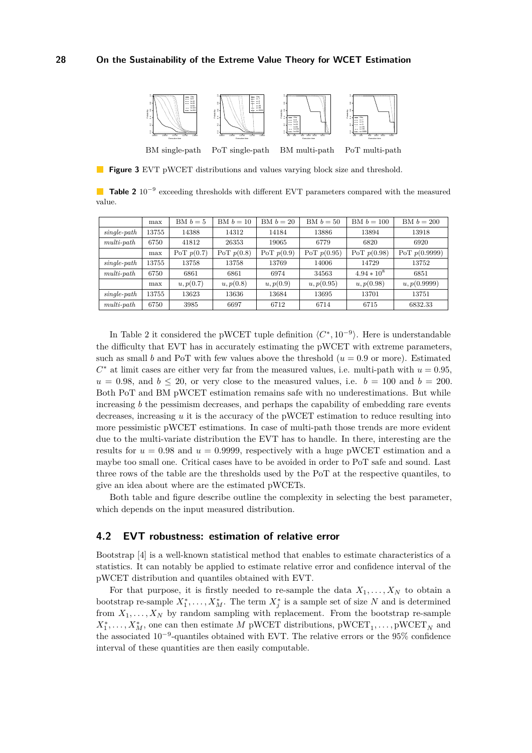BM single-path PoT single-path BM multi-path PoT multi-path

**Figure 3** EVT pWCET distributions and values varying block size and threshold.

**Table 2** $10^{-9}$ exceeding thresholds with different EVT parameters compared with the measured value.

| | max | BM $b=5$ | BM $b=10$ | BM $b=20$ | BM $b=50$ | BM $b=100$ | BM $b=200$ |
|---|---|---|---|---|---|---|---|
| *single-path* | 13755 | 14388 | 14312 | 14184 | 13886 | 13894 | 13918 |
| *multi-path* | 6750 | 41812 | 26353 | 19065 | 6779 | 6820 | 6920 |
| | max | PoT $p(0.7)$ | PoT $p(0.8)$ | PoT $p(0.9)$ | PoT $p(0.95)$ | PoT $p(0.98)$ | PoT $p(0.9999)$ |
| *single-path* | 13755 | 13758 | 13758 | 13769 | 14006 | 14729 | 13752 |
| *multi-path* | 6750 | 6861 | 6861 | 6974 | 34563 | $4.94 * 10^8$ | 6851 |
| | max | $u, p(0.7)$ | $u, p(0.8)$ | $u, p(0.9)$ | $u, p(0.95)$ | $u, p(0.98)$ | $u, p(0.9999)$ |
| *single-path* | 13755 | 13623 | 13636 | 13684 | 13695 | 13701 | 13751 |
| *multi-path* | 6750 | 3985 | 6697 | 6712 | 6714 | 6715 | 6832.33 |

In Table 2 it considered the pWCET tuple definition $\langle C^*, 10^{-9}\rangle$. Here is understandable the difficulty that EVT has in accurately estimating the pWCET with extreme parameters, such as small $b$ and PoT with few values above the threshold ($u = 0.9$ or more). Estimated $C^*$ at limit cases are either very far from the measured values, i.e. multi-path with $u = 0.95$, $u = 0.98$, and $b \leq 20$, or very close to the measured values, i.e. $b = 100$ and $b = 200$. Both PoT and BM pWCET estimation remains safe with no underestimations. But while increasing $b$ the pessimism decreases, and perhaps the capability of embedding rare events decreases, increasing $u$ it is the accuracy of the pWCET estimation to reduce resulting into more pessimistic pWCET estimations. In case of multi-path those trends are more evident due to the multi-variate distribution the EVT has to handle. In there, interesting are the results for $u = 0.98$ and $u = 0.9999$, respectively with a huge pWCET estimation and a maybe too small one. Critical cases have to be avoided in order to PoT safe and sound. Last three rows of the table are the thresholds used by the PoT at the respective quantiles, to give an idea about where are the estimated pWCETs.

Both table and figure describe outline the complexity in selecting the best parameter, which depends on the input measured distribution.

## 4.2 EVT robustness: estimation of relative error

Bootstrap [4] is a well-known statistical method that enables to estimate characteristics of a statistics. It can notably be applied to estimate relative error and confidence interval of the pWCET distribution and quantiles obtained with EVT.

For that purpose, it is firstly needed to re-sample the data $X_1, \ldots, X_N$ to obtain a bootstrap re-sample $X_1^*, \ldots, X_M^*$. The term $X_j^*$ is a sample set of size $N$ and is determined from $X_1, \ldots, X_N$ by random sampling with replacement. From the bootstrap re-sample $X_1^*, \ldots, X_M^*$, one can then estimate $M$ pWCET distributions, $\text{pWCET}_1, \ldots, \text{pWCET}_N$ and the associated $10^{-9}$-quantiles obtained with EVT. The relative errors or the 95% confidence interval of these quantities are then easily computable.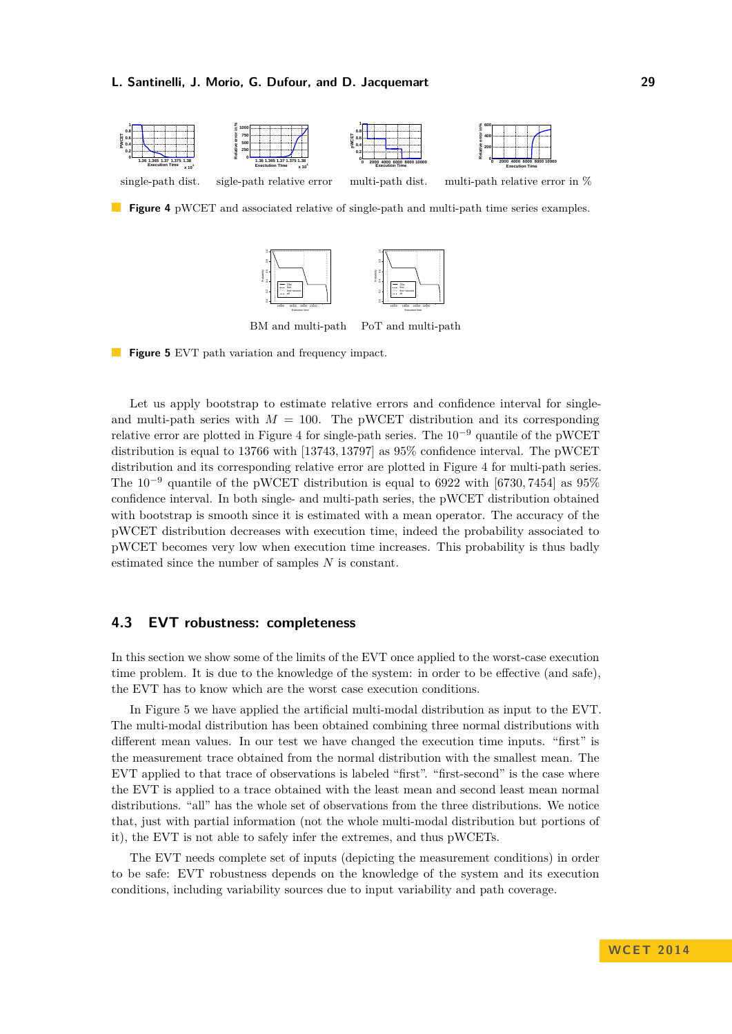single-path dist. sigle-path relative error multi-path dist. multi-path relative error in %

**Figure 4** pWCET and associated relative of single-path and multi-path time series examples.

BM and multi-path PoT and multi-path

**Figure 5** EVT path variation and frequency impact.

Let us apply bootstrap to estimate relative errors and confidence interval for single- and multi-path series with $M = 100$. The pWCET distribution and its corresponding relative error are plotted in Figure 4 for single-path series. The $10^{-9}$ quantile of the pWCET distribution is equal to 13766 with $[13743, 13797]$ as 95% confidence interval. The pWCET distribution and its corresponding relative error are plotted in Figure 4 for multi-path series. The $10^{-9}$ quantile of the pWCET distribution is equal to 6922 with $[6730, 7454]$ as 95% confidence interval. In both single- and multi-path series, the pWCET distribution obtained with bootstrap is smooth since it is estimated with a mean operator. The accuracy of the pWCET distribution decreases with execution time, indeed the probability associated to pWCET becomes very low when execution time increases. This probability is thus badly estimated since the number of samples $N$ is constant.

### 4.3 EVT robustness: completeness

In this section we show some of the limits of the EVT once applied to the worst-case execution time problem. It is due to the knowledge of the system: in order to be effective (and safe), the EVT has to know which are the worst case execution conditions.

In Figure 5 we have applied the artificial multi-modal distribution as input to the EVT. The multi-modal distribution has been obtained combining three normal distributions with different mean values. In our test we have changed the execution time inputs. "first" is the measurement trace obtained from the normal distribution with the smallest mean. The EVT applied to that trace of observations is labeled "first". "first-second" is the case where the EVT is applied to a trace obtained with the least mean and second least mean normal distributions. "all" has the whole set of observations from the three distributions. We notice that, just with partial information (not the whole multi-modal distribution but portions of it), the EVT is not able to safely infer the extremes, and thus pWCETs.

The EVT needs complete set of inputs (depicting the measurement conditions) in order to be safe: EVT robustness depends on the knowledge of the system and its execution conditions, including variability sources due to input variability and path coverage.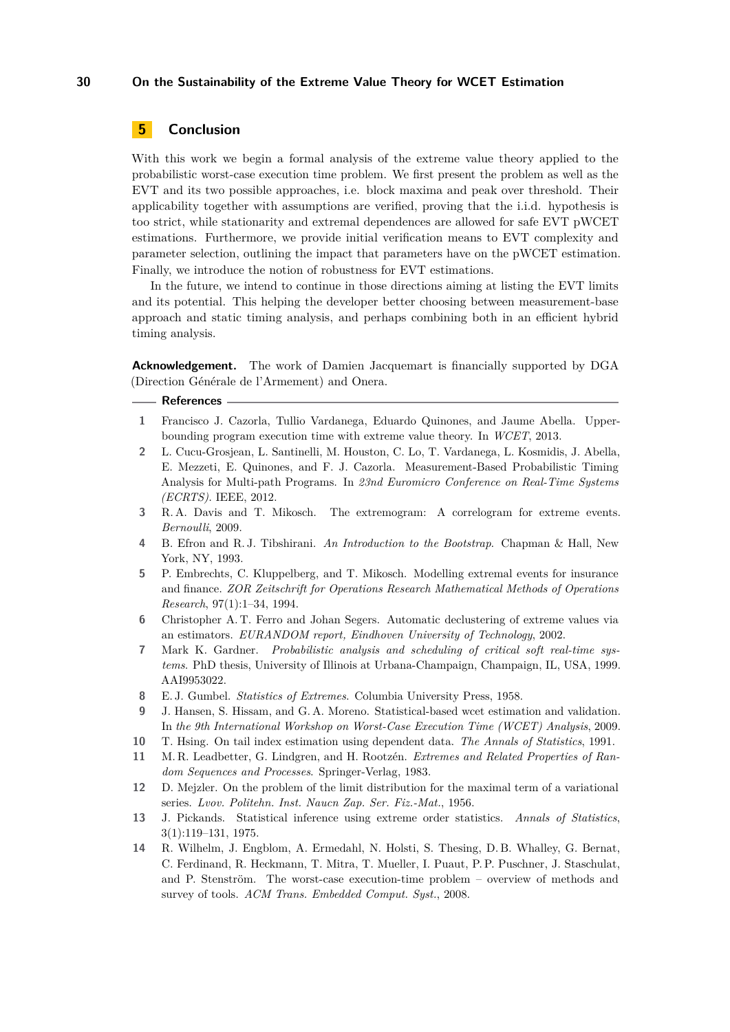## 5 Conclusion

With this work we begin a formal analysis of the extreme value theory applied to the probabilistic worst-case execution time problem. We first present the problem as well as the EVT and its two possible approaches, i.e. block maxima and peak over threshold. Their applicability together with assumptions are verified, proving that the i.i.d. hypothesis is too strict, while stationarity and extremal dependences are allowed for safe EVT pWCET estimations. Furthermore, we provide initial verification means to EVT complexity and parameter selection, outlining the impact that parameters have on the pWCET estimation. Finally, we introduce the notion of robustness for EVT estimations.

In the future, we intend to continue in those directions aiming at listing the EVT limits and its potential. This helping the developer better choosing between measurement-base approach and static timing analysis, and perhaps combining both in an efficient hybrid timing analysis.

**Acknowledgement.** The work of Damien Jacquemart is financially supported by DGA (Direction Générale de l'Armement) and Onera.

### References

1. Francisco J. Cazorla, Tullio Vardanega, Eduardo Quinones, and Jaume Abella. Upper-bounding program execution time with extreme value theory. In *WCET*, 2013.
2. L. Cucu-Grosjean, L. Santinelli, M. Houston, C. Lo, T. Vardanega, L. Kosmidis, J. Abella, E. Mezzeti, E. Quinones, and F. J. Cazorla. Measurement-Based Probabilistic Timing Analysis for Multi-path Programs. In *23nd Euromicro Conference on Real-Time Systems (ECRTS)*. IEEE, 2012.
3. R. A. Davis and T. Mikosch. The extremogram: A correlogram for extreme events. *Bernoulli*, 2009.
4. B. Efron and R. J. Tibshirani. *An Introduction to the Bootstrap*. Chapman & Hall, New York, NY, 1993.
5. P. Embrechts, C. Kluppelberg, and T. Mikosch. Modelling extremal events for insurance and finance. *ZOR Zeitschrift for Operations Research Mathematical Methods of Operations Research*, 97(1):1–34, 1994.
6. Christopher A. T. Ferro and Johan Segers. Automatic declustering of extreme values via an estimators. *EURANDOM report, Eindhoven University of Technology*, 2002.
7. Mark K. Gardner. *Probabilistic analysis and scheduling of critical soft real-time systems*. PhD thesis, University of Illinois at Urbana-Champaign, Champaign, IL, USA, 1999. AAI9953022.
8. E. J. Gumbel. *Statistics of Extremes*. Columbia University Press, 1958.
9. J. Hansen, S. Hissam, and G. A. Moreno. Statistical-based wcet estimation and validation. In *the 9th International Workshop on Worst-Case Execution Time (WCET) Analysis*, 2009.
10. T. Hsing. On tail index estimation using dependent data. *The Annals of Statistics*, 1991.
11. M. R. Leadbetter, G. Lindgren, and H. Rootzén. *Extremes and Related Properties of Random Sequences and Processes*. Springer-Verlag, 1983.
12. D. Mejzler. On the problem of the limit distribution for the maximal term of a variational series. *Lvov. Politehn. Inst. Naucn Zap. Ser. Fiz.-Mat.*, 1956.
13. J. Pickands. Statistical inference using extreme order statistics. *Annals of Statistics*, 3(1):119–131, 1975.
14. R. Wilhelm, J. Engblom, A. Ermedahl, N. Holsti, S. Thesing, D. B. Whalley, G. Bernat, C. Ferdinand, R. Heckmann, T. Mitra, T. Mueller, I. Puaut, P. P. Puschner, J. Staschulat, and P. Stenström. The worst-case execution-time problem – overview of methods and survey of tools. *ACM Trans. Embedded Comput. Syst.*, 2008.